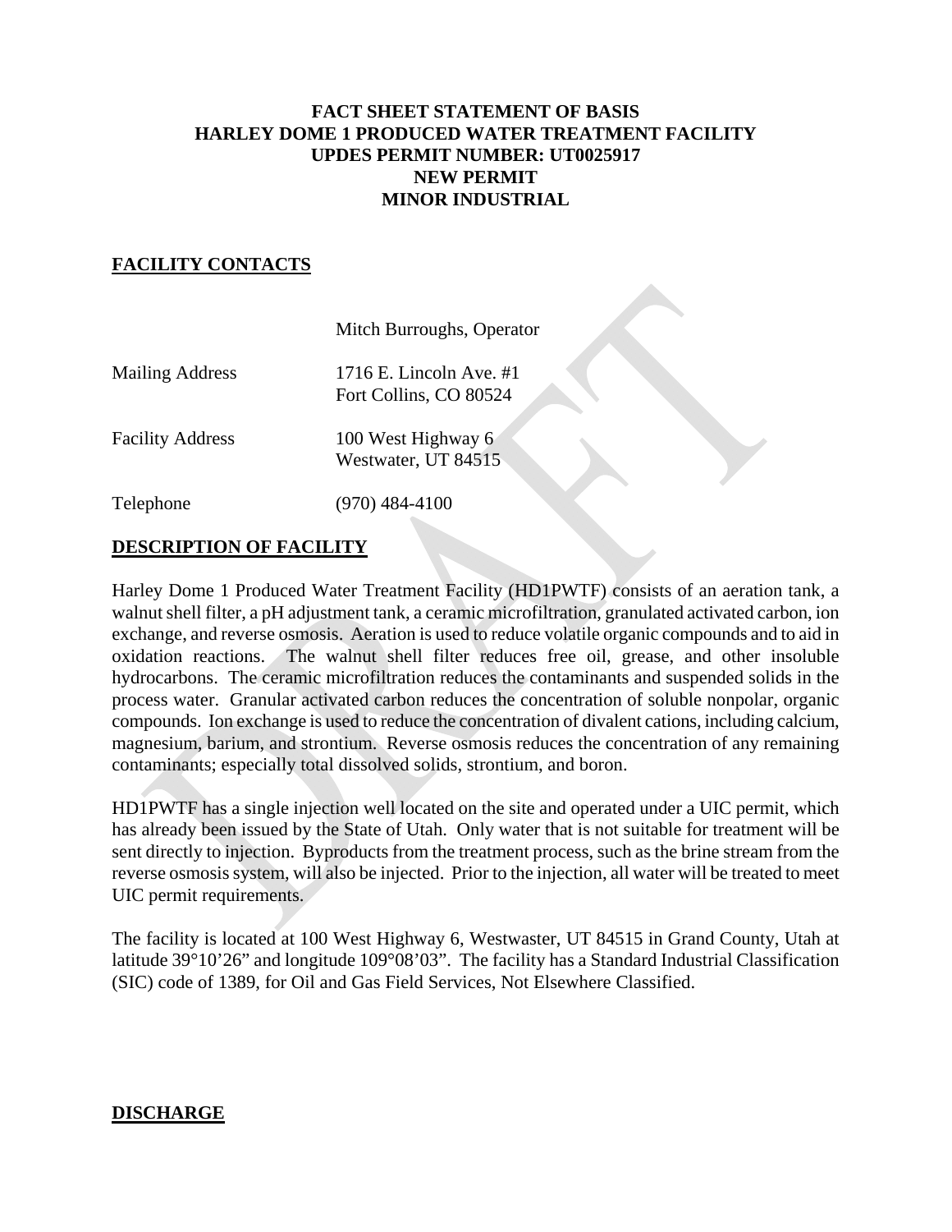**FACT SHEET STATEMENT OF BASIS**
**HARLEY DOME 1 PRODUCED WATER TREATMENT FACILITY**
**UPDES PERMIT NUMBER: UT0025917**
**NEW PERMIT**
**MINOR INDUSTRIAL**

## FACILITY CONTACTS

| | |
|---|---|
| | Mitch Burroughs, Operator |
| Mailing Address | 1716 E. Lincoln Ave. #1<br>Fort Collins, CO 80524 |
| Facility Address | 100 West Highway 6<br>Westwater, UT 84515 |
| Telephone | (970) 484-4100 |

## DESCRIPTION OF FACILITY

Harley Dome 1 Produced Water Treatment Facility (HD1PWTF) consists of an aeration tank, a walnut shell filter, a pH adjustment tank, a ceramic microfiltration, granulated activated carbon, ion exchange, and reverse osmosis. Aeration is used to reduce volatile organic compounds and to aid in oxidation reactions. The walnut shell filter reduces free oil, grease, and other insoluble hydrocarbons. The ceramic microfiltration reduces the contaminants and suspended solids in the process water. Granular activated carbon reduces the concentration of soluble nonpolar, organic compounds. Ion exchange is used to reduce the concentration of divalent cations, including calcium, magnesium, barium, and strontium. Reverse osmosis reduces the concentration of any remaining contaminants; especially total dissolved solids, strontium, and boron.

HD1PWTF has a single injection well located on the site and operated under a UIC permit, which has already been issued by the State of Utah. Only water that is not suitable for treatment will be sent directly to injection. Byproducts from the treatment process, such as the brine stream from the reverse osmosis system, will also be injected. Prior to the injection, all water will be treated to meet UIC permit requirements.

The facility is located at 100 West Highway 6, Westwaster, UT 84515 in Grand County, Utah at latitude 39°10'26" and longitude 109°08'03". The facility has a Standard Industrial Classification (SIC) code of 1389, for Oil and Gas Field Services, Not Elsewhere Classified.

## DISCHARGE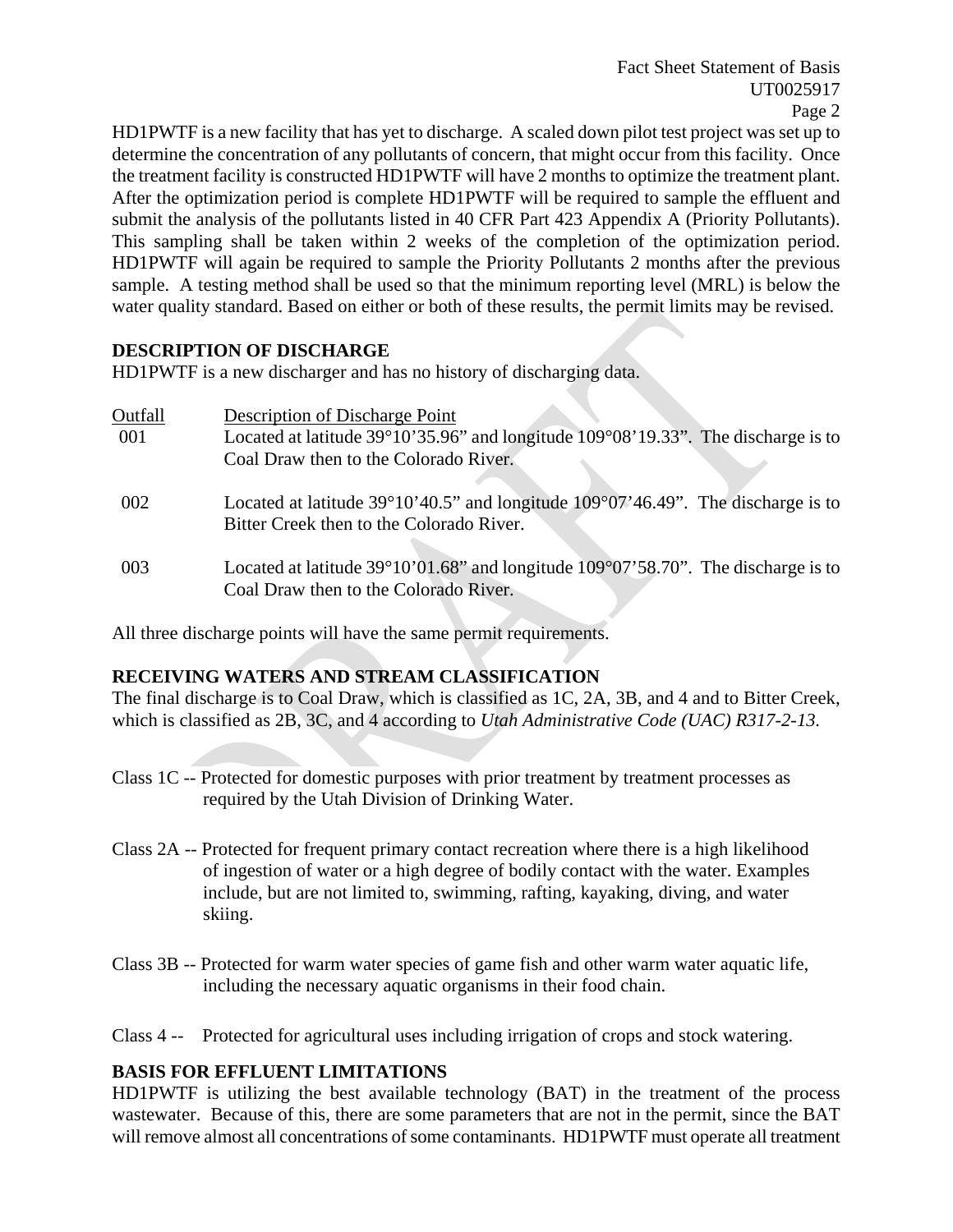HD1PWTF is a new facility that has yet to discharge. A scaled down pilot test project was set up to determine the concentration of any pollutants of concern, that might occur from this facility. Once the treatment facility is constructed HD1PWTF will have 2 months to optimize the treatment plant. After the optimization period is complete HD1PWTF will be required to sample the effluent and submit the analysis of the pollutants listed in 40 CFR Part 423 Appendix A (Priority Pollutants). This sampling shall be taken within 2 weeks of the completion of the optimization period. HD1PWTF will again be required to sample the Priority Pollutants 2 months after the previous sample. A testing method shall be used so that the minimum reporting level (MRL) is below the water quality standard. Based on either or both of these results, the permit limits may be revised.

## DESCRIPTION OF DISCHARGE

HD1PWTF is a new discharger and has no history of discharging data.

| Outfall | Description of Discharge Point |
|---|---|
| 001 | Located at latitude 39°10'35.96" and longitude 109°08'19.33". The discharge is to Coal Draw then to the Colorado River. |
| 002 | Located at latitude 39°10'40.5" and longitude 109°07'46.49". The discharge is to Bitter Creek then to the Colorado River. |
| 003 | Located at latitude 39°10'01.68" and longitude 109°07'58.70". The discharge is to Coal Draw then to the Colorado River. |

All three discharge points will have the same permit requirements.

## RECEIVING WATERS AND STREAM CLASSIFICATION

The final discharge is to Coal Draw, which is classified as 1C, 2A, 3B, and 4 and to Bitter Creek, which is classified as 2B, 3C, and 4 according to *Utah Administrative Code (UAC) R317-2-13*.

Class 1C -- Protected for domestic purposes with prior treatment by treatment processes as required by the Utah Division of Drinking Water.

Class 2A -- Protected for frequent primary contact recreation where there is a high likelihood of ingestion of water or a high degree of bodily contact with the water. Examples include, but are not limited to, swimming, rafting, kayaking, diving, and water skiing.

Class 3B -- Protected for warm water species of game fish and other warm water aquatic life, including the necessary aquatic organisms in their food chain.

Class 4 -- Protected for agricultural uses including irrigation of crops and stock watering.

## BASIS FOR EFFLUENT LIMITATIONS

HD1PWTF is utilizing the best available technology (BAT) in the treatment of the process wastewater. Because of this, there are some parameters that are not in the permit, since the BAT will remove almost all concentrations of some contaminants. HD1PWTF must operate all treatment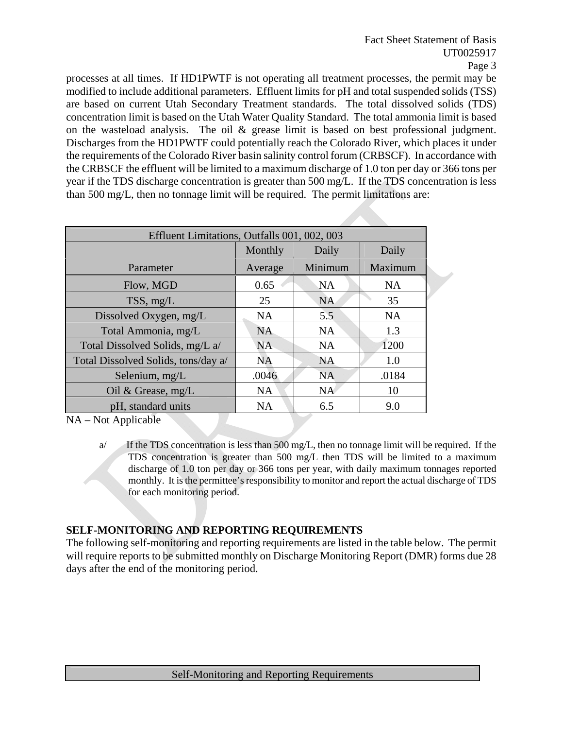processes at all times. If HD1PWTF is not operating all treatment processes, the permit may be modified to include additional parameters. Effluent limits for pH and total suspended solids (TSS) are based on current Utah Secondary Treatment standards. The total dissolved solids (TDS) concentration limit is based on the Utah Water Quality Standard. The total ammonia limit is based on the wasteload analysis. The oil & grease limit is based on best professional judgment. Discharges from the HD1PWTF could potentially reach the Colorado River, which places it under the requirements of the Colorado River basin salinity control forum (CRBSCF). In accordance with the CRBSCF the effluent will be limited to a maximum discharge of 1.0 ton per day or 366 tons per year if the TDS discharge concentration is greater than 500 mg/L. If the TDS concentration is less than 500 mg/L, then no tonnage limit will be required. The permit limitations are:

| Effluent Limitations, Outfalls 001, 002, 003 | | | |
|---|---|---|---|
| Parameter | Monthly Average | Daily Minimum | Daily Maximum |
| Flow, MGD | 0.65 | NA | NA |
| TSS, mg/L | 25 | NA | 35 |
| Dissolved Oxygen, mg/L | NA | 5.5 | NA |
| Total Ammonia, mg/L | NA | NA | 1.3 |
| Total Dissolved Solids, mg/L a/ | NA | NA | 1200 |
| Total Dissolved Solids, tons/day a/ | NA | NA | 1.0 |
| Selenium, mg/L | .0046 | NA | .0184 |
| Oil & Grease, mg/L | NA | NA | 10 |
| pH, standard units | NA | 6.5 | 9.0 |

NA – Not Applicable

a/ If the TDS concentration is less than 500 mg/L, then no tonnage limit will be required. If the TDS concentration is greater than 500 mg/L then TDS will be limited to a maximum discharge of 1.0 ton per day or 366 tons per year, with daily maximum tonnages reported monthly. It is the permittee's responsibility to monitor and report the actual discharge of TDS for each monitoring period.

## SELF-MONITORING AND REPORTING REQUIREMENTS

The following self-monitoring and reporting requirements are listed in the table below. The permit will require reports to be submitted monthly on Discharge Monitoring Report (DMR) forms due 28 days after the end of the monitoring period.

| Self-Monitoring and Reporting Requirements |
|---|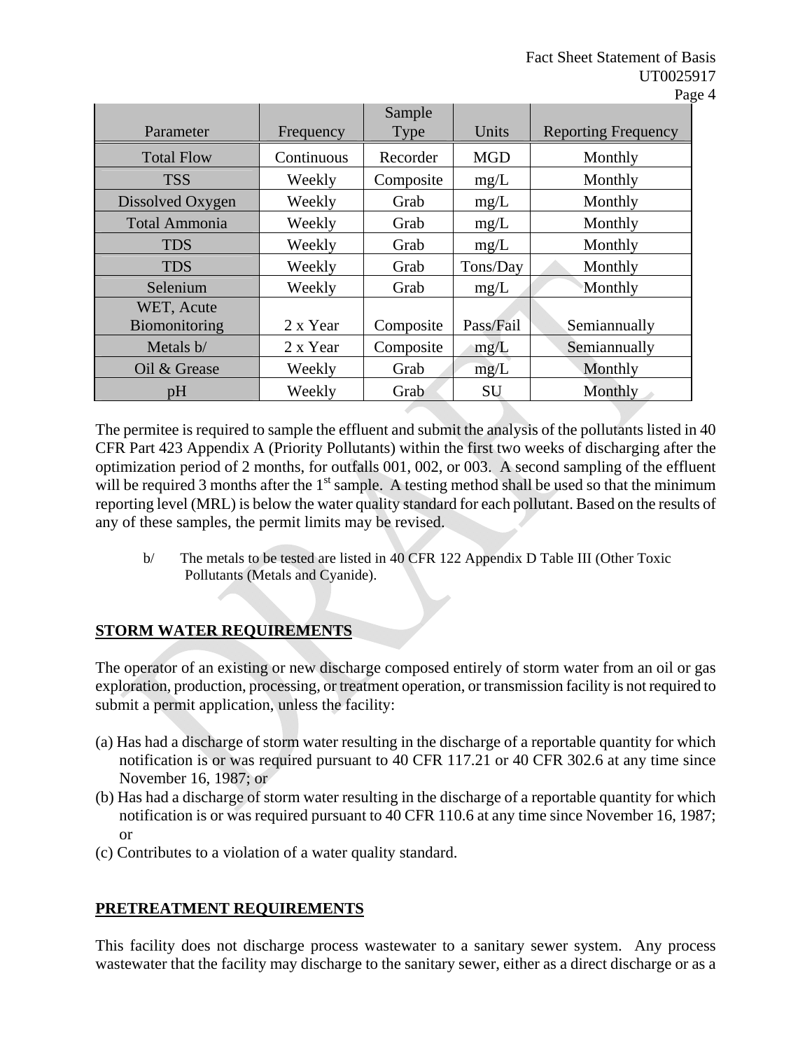| Parameter | Frequency | Sample Type | Units | Reporting Frequency |
|---|---|---|---|---|
| Total Flow | Continuous | Recorder | MGD | Monthly |
| TSS | Weekly | Composite | mg/L | Monthly |
| Dissolved Oxygen | Weekly | Grab | mg/L | Monthly |
| Total Ammonia | Weekly | Grab | mg/L | Monthly |
| TDS | Weekly | Grab | mg/L | Monthly |
| TDS | Weekly | Grab | Tons/Day | Monthly |
| Selenium | Weekly | Grab | mg/L | Monthly |
| WET, Acute Biomonitoring | 2 x Year | Composite | Pass/Fail | Semiannually |
| Metals b/ | 2 x Year | Composite | mg/L | Semiannually |
| Oil & Grease | Weekly | Grab | mg/L | Monthly |
| pH | Weekly | Grab | SU | Monthly |

The permitee is required to sample the effluent and submit the analysis of the pollutants listed in 40 CFR Part 423 Appendix A (Priority Pollutants) within the first two weeks of discharging after the optimization period of 2 months, for outfalls 001, 002, or 003. A second sampling of the effluent will be required 3 months after the 1st sample. A testing method shall be used so that the minimum reporting level (MRL) is below the water quality standard for each pollutant. Based on the results of any of these samples, the permit limits may be revised.

b/ The metals to be tested are listed in 40 CFR 122 Appendix D Table III (Other Toxic Pollutants (Metals and Cyanide).

## STORM WATER REQUIREMENTS

The operator of an existing or new discharge composed entirely of storm water from an oil or gas exploration, production, processing, or treatment operation, or transmission facility is not required to submit a permit application, unless the facility:

(a) Has had a discharge of storm water resulting in the discharge of a reportable quantity for which notification is or was required pursuant to 40 CFR 117.21 or 40 CFR 302.6 at any time since November 16, 1987; or

(b) Has had a discharge of storm water resulting in the discharge of a reportable quantity for which notification is or was required pursuant to 40 CFR 110.6 at any time since November 16, 1987; or

(c) Contributes to a violation of a water quality standard.

## PRETREATMENT REQUIREMENTS

This facility does not discharge process wastewater to a sanitary sewer system. Any process wastewater that the facility may discharge to the sanitary sewer, either as a direct discharge or as a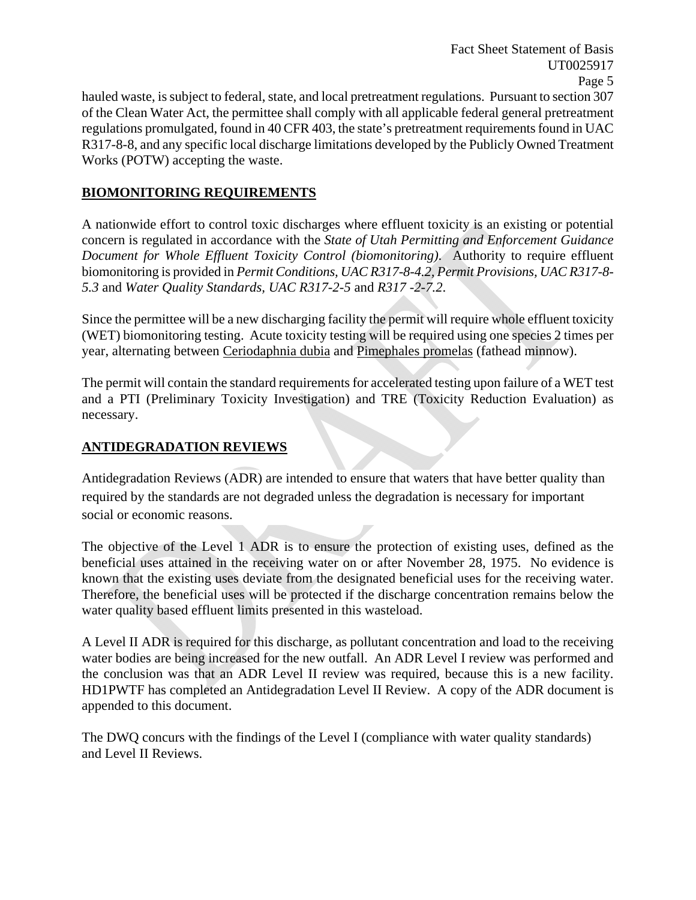hauled waste, is subject to federal, state, and local pretreatment regulations. Pursuant to section 307 of the Clean Water Act, the permittee shall comply with all applicable federal general pretreatment regulations promulgated, found in 40 CFR 403, the state's pretreatment requirements found in UAC R317-8-8, and any specific local discharge limitations developed by the Publicly Owned Treatment Works (POTW) accepting the waste.

## BIOMONITORING REQUIREMENTS

A nationwide effort to control toxic discharges where effluent toxicity is an existing or potential concern is regulated in accordance with the *State of Utah Permitting and Enforcement Guidance Document for Whole Effluent Toxicity Control (biomonitoring)*. Authority to require effluent biomonitoring is provided in *Permit Conditions, UAC R317-8-4.2, Permit Provisions, UAC R317-8-5.3* and *Water Quality Standards, UAC R317-2-5* and *R317 -2-7.2*.

Since the permittee will be a new discharging facility the permit will require whole effluent toxicity (WET) biomonitoring testing. Acute toxicity testing will be required using one species 2 times per year, alternating between Ceriodaphnia dubia and Pimephales promelas (fathead minnow).

The permit will contain the standard requirements for accelerated testing upon failure of a WET test and a PTI (Preliminary Toxicity Investigation) and TRE (Toxicity Reduction Evaluation) as necessary.

## ANTIDEGRADATION REVIEWS

Antidegradation Reviews (ADR) are intended to ensure that waters that have better quality than required by the standards are not degraded unless the degradation is necessary for important social or economic reasons.

The objective of the Level 1 ADR is to ensure the protection of existing uses, defined as the beneficial uses attained in the receiving water on or after November 28, 1975. No evidence is known that the existing uses deviate from the designated beneficial uses for the receiving water. Therefore, the beneficial uses will be protected if the discharge concentration remains below the water quality based effluent limits presented in this wasteload.

A Level II ADR is required for this discharge, as pollutant concentration and load to the receiving water bodies are being increased for the new outfall. An ADR Level I review was performed and the conclusion was that an ADR Level II review was required, because this is a new facility. HD1PWTF has completed an Antidegradation Level II Review. A copy of the ADR document is appended to this document.

The DWQ concurs with the findings of the Level I (compliance with water quality standards) and Level II Reviews.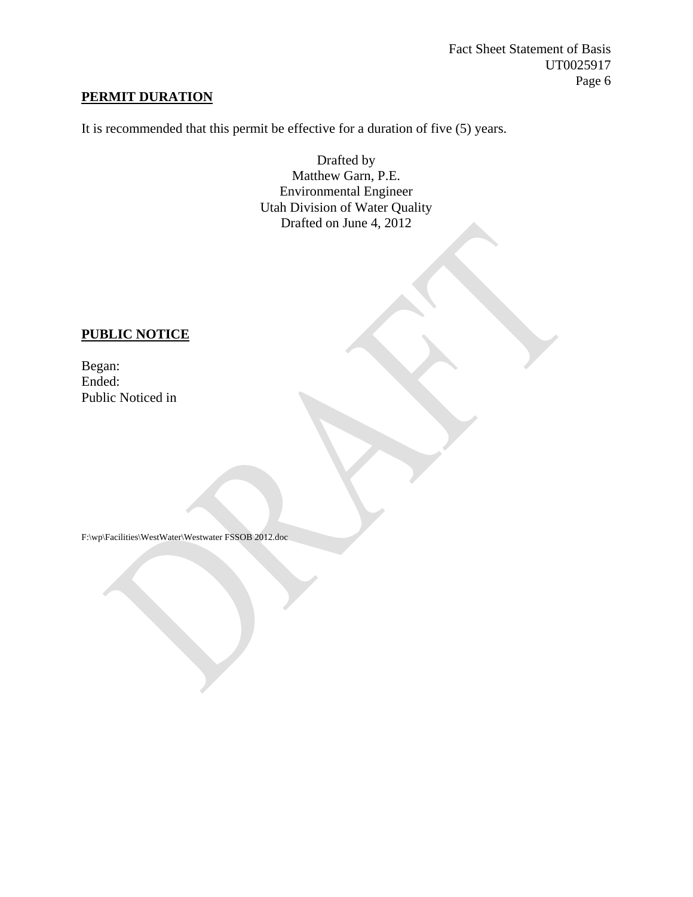## PERMIT DURATION

It is recommended that this permit be effective for a duration of five (5) years.

Drafted by  
Matthew Garn, P.E.  
Environmental Engineer  
Utah Division of Water Quality  
Drafted on June 4, 2012

## PUBLIC NOTICE

Began:  
Ended:  
Public Noticed in

F:\wp\Facilities\WestWater\Westwater FSSOB 2012.doc